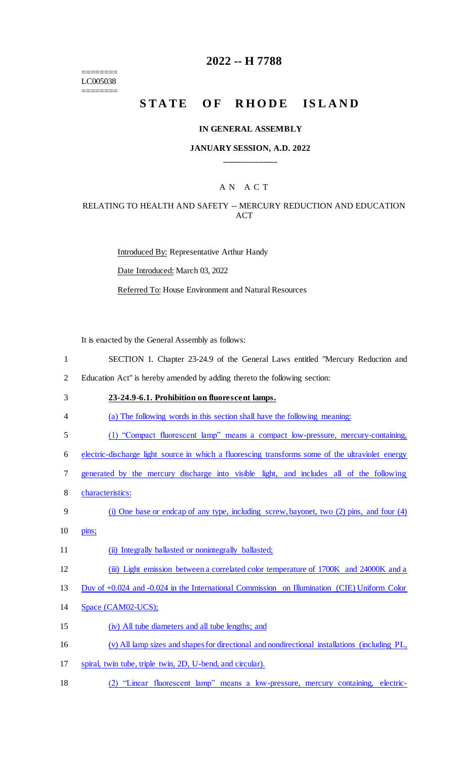========
LC005038
========

# 2022 -- H 7788

# STATE OF RHODE ISLAND

### IN GENERAL ASSEMBLY

### JANUARY SESSION, A.D. 2022

____________

A N A C T

RELATING TO HEALTH AND SAFETY -- MERCURY REDUCTION AND EDUCATION ACT

Introduced By: Representative Arthur Handy

Date Introduced: March 03, 2022

Referred To: House Environment and Natural Resources

It is enacted by the General Assembly as follows:

1 SECTION 1. Chapter 23-24.9 of the General Laws entitled "Mercury Reduction and
2 Education Act" is hereby amended by adding thereto the following section:

3 **23-24.9-6.1. Prohibition on fluorescent lamps.**

4 (a) The following words in this section shall have the following meaning:

5 (1) "Compact fluorescent lamp" means a compact low-pressure, mercury-containing,
6 electric-discharge light source in which a fluorescing transforms some of the ultraviolet energy
7 generated by the mercury discharge into visible light, and includes all of the following
8 characteristics:

9 (i) One base or endcap of any type, including screw, bayonet, two (2) pins, and four (4)
10 pins;

11 (ii) Integrally ballasted or nonintegrally ballasted;

12 (iii) Light emission between a correlated color temperature of 1700K and 24000K and a
13 Duv of +0.024 and -0.024 in the International Commission on Illumination (CIE) Uniform Color
14 Space (CAM02-UCS);

15 (iv) All tube diameters and all tube lengths; and

16 (v) All lamp sizes and shapes for directional and nondirectional installations (including PL,
17 spiral, twin tube, triple twin, 2D, U-bend, and circular).

18 (2) "Linear fluorescent lamp" means a low-pressure, mercury containing, electric-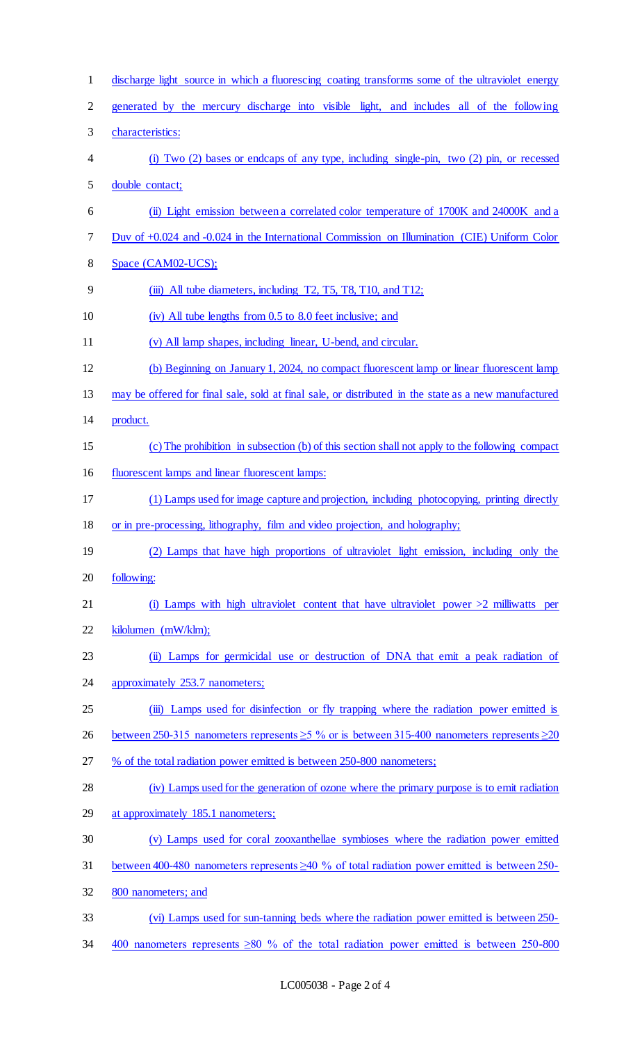discharge light source in which a fluorescing coating transforms some of the ultraviolet energy generated by the mercury discharge into visible light, and includes all of the following characteristics:

(i) Two (2) bases or endcaps of any type, including single-pin, two (2) pin, or recessed double contact;

(ii) Light emission between a correlated color temperature of 1700K and 24000K and a Duv of +0.024 and -0.024 in the International Commission on Illumination (CIE) Uniform Color Space (CAM02-UCS);

(iii) All tube diameters, including T2, T5, T8, T10, and T12;

(iv) All tube lengths from 0.5 to 8.0 feet inclusive; and

(v) All lamp shapes, including linear, U-bend, and circular.

(b) Beginning on January 1, 2024, no compact fluorescent lamp or linear fluorescent lamp may be offered for final sale, sold at final sale, or distributed in the state as a new manufactured product.

(c) The prohibition in subsection (b) of this section shall not apply to the following compact fluorescent lamps and linear fluorescent lamps:

(1) Lamps used for image capture and projection, including photocopying, printing directly or in pre-processing, lithography, film and video projection, and holography;

(2) Lamps that have high proportions of ultraviolet light emission, including only the following:

(i) Lamps with high ultraviolet content that have ultraviolet power >2 milliwatts per kilolumen (mW/klm);

(ii) Lamps for germicidal use or destruction of DNA that emit a peak radiation of approximately 253.7 nanometers;

(iii) Lamps used for disinfection or fly trapping where the radiation power emitted is between 250-315 nanometers represents ≥5 % or is between 315-400 nanometers represents ≥20 % of the total radiation power emitted is between 250-800 nanometers;

(iv) Lamps used for the generation of ozone where the primary purpose is to emit radiation at approximately 185.1 nanometers;

(v) Lamps used for coral zooxanthellae symbioses where the radiation power emitted between 400-480 nanometers represents ≥40 % of total radiation power emitted is between 250-800 nanometers; and

(vi) Lamps used for sun-tanning beds where the radiation power emitted is between 250-400 nanometers represents ≥80 % of the total radiation power emitted is between 250-800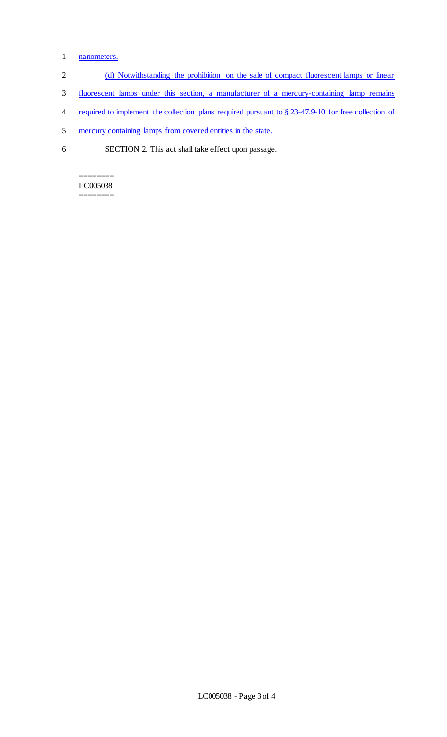nanometers.

(d) Notwithstanding the prohibition on the sale of compact fluorescent lamps or linear fluorescent lamps under this section, a manufacturer of a mercury-containing lamp remains required to implement the collection plans required pursuant to § 23-47.9-10 for free collection of mercury containing lamps from covered entities in the state.

SECTION 2. This act shall take effect upon passage.

========
LC005038
========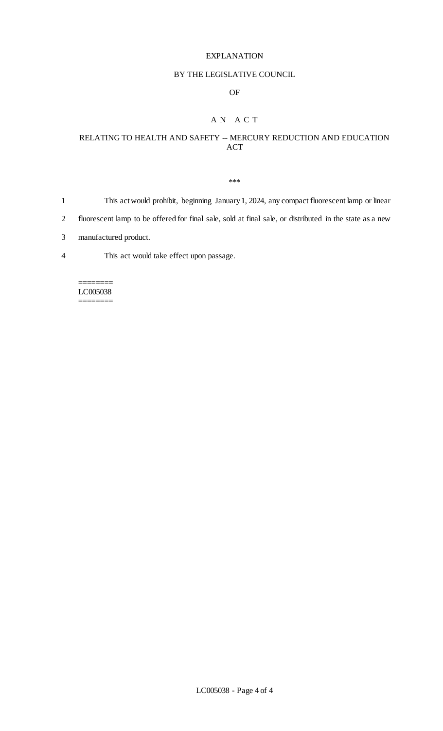EXPLANATION

BY THE LEGISLATIVE COUNCIL

OF

A N A C T

RELATING TO HEALTH AND SAFETY -- MERCURY REDUCTION AND EDUCATION ACT

***

1 This act would prohibit, beginning January 1, 2024, any compact fluorescent lamp or linear
2 fluorescent lamp to be offered for final sale, sold at final sale, or distributed in the state as a new
3 manufactured product.

4 This act would take effect upon passage.

========
LC005038
========